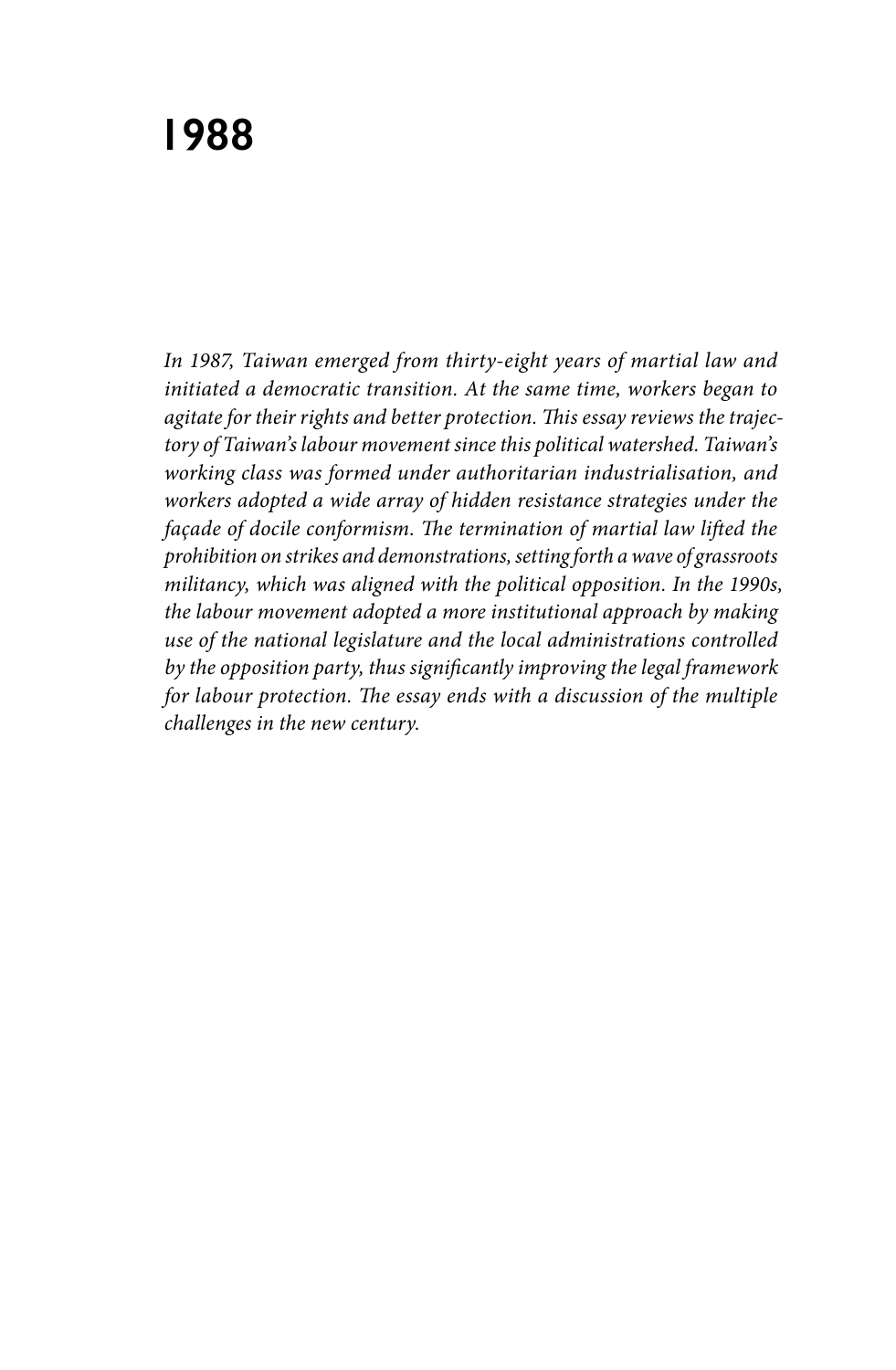# 1988

*In 1987, Taiwan emerged from thirty-eight years of martial law and initiated a democratic transition. At the same time, workers began to agitate for their rights and better protection. This essay reviews the trajectory of Taiwan's labour movement since this political watershed. Taiwan's working class was formed under authoritarian industrialisation, and workers adopted a wide array of hidden resistance strategies under the façade of docile conformism. The termination of martial law lifted the prohibition on strikes and demonstrations, setting forth a wave of grassroots militancy, which was aligned with the political opposition. In the 1990s, the labour movement adopted a more institutional approach by making use of the national legislature and the local administrations controlled by the opposition party, thus significantly improving the legal framework for labour protection. The essay ends with a discussion of the multiple challenges in the new century.*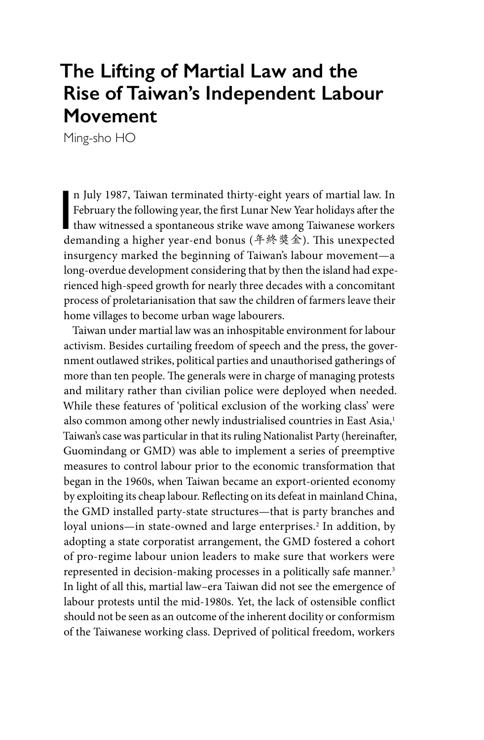# The Lifting of Martial Law and the Rise of Taiwan's Independent Labour Movement

Ming-sho HO

In July 1987, Taiwan terminated thirty-eight years of martial law. In February the following year, the first Lunar New Year holidays after the thaw witnessed a spontaneous strike wave among Taiwanese workers demanding a higher year-end bonus (年終獎金). This unexpected insurgency marked the beginning of Taiwan's labour movement—a long-overdue development considering that by then the island had experienced high-speed growth for nearly three decades with a concomitant process of proletarianisation that saw the children of farmers leave their home villages to become urban wage labourers.

Taiwan under martial law was an inhospitable environment for labour activism. Besides curtailing freedom of speech and the press, the government outlawed strikes, political parties and unauthorised gatherings of more than ten people. The generals were in charge of managing protests and military rather than civilian police were deployed when needed. While these features of 'political exclusion of the working class' were also common among other newly industrialised countries in East Asia,[1] Taiwan's case was particular in that its ruling Nationalist Party (hereinafter, Guomindang or GMD) was able to implement a series of preemptive measures to control labour prior to the economic transformation that began in the 1960s, when Taiwan became an export-oriented economy by exploiting its cheap labour. Reflecting on its defeat in mainland China, the GMD installed party-state structures—that is party branches and loyal unions—in state-owned and large enterprises.[2] In addition, by adopting a state corporatist arrangement, the GMD fostered a cohort of pro-regime labour union leaders to make sure that workers were represented in decision-making processes in a politically safe manner.[3] In light of all this, martial law–era Taiwan did not see the emergence of labour protests until the mid-1980s. Yet, the lack of ostensible conflict should not be seen as an outcome of the inherent docility or conformism of the Taiwanese working class. Deprived of political freedom, workers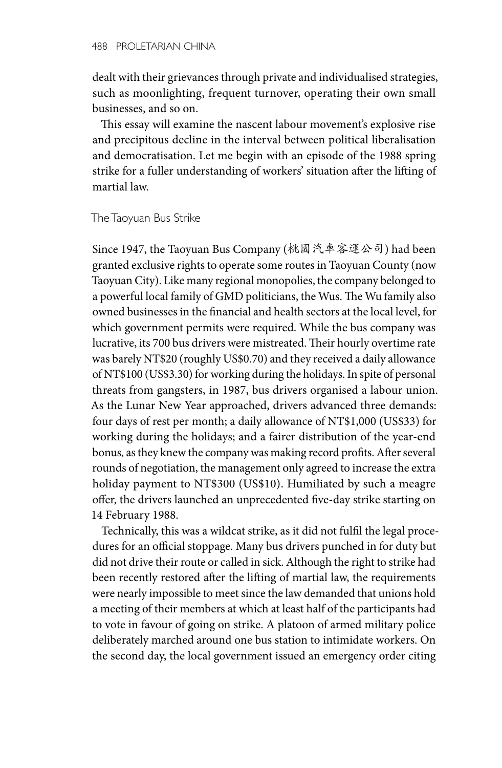dealt with their grievances through private and individualised strategies, such as moonlighting, frequent turnover, operating their own small businesses, and so on.

This essay will examine the nascent labour movement's explosive rise and precipitous decline in the interval between political liberalisation and democratisation. Let me begin with an episode of the 1988 spring strike for a fuller understanding of workers' situation after the lifting of martial law.

## The Taoyuan Bus Strike

Since 1947, the Taoyuan Bus Company (桃園汽車客運公司) had been granted exclusive rights to operate some routes in Taoyuan County (now Taoyuan City). Like many regional monopolies, the company belonged to a powerful local family of GMD politicians, the Wus. The Wu family also owned businesses in the financial and health sectors at the local level, for which government permits were required. While the bus company was lucrative, its 700 bus drivers were mistreated. Their hourly overtime rate was barely NT$20 (roughly US$0.70) and they received a daily allowance of NT$100 (US$3.30) for working during the holidays. In spite of personal threats from gangsters, in 1987, bus drivers organised a labour union. As the Lunar New Year approached, drivers advanced three demands: four days of rest per month; a daily allowance of NT$1,000 (US$33) for working during the holidays; and a fairer distribution of the year-end bonus, as they knew the company was making record profits. After several rounds of negotiation, the management only agreed to increase the extra holiday payment to NT$300 (US$10). Humiliated by such a meagre offer, the drivers launched an unprecedented five-day strike starting on 14 February 1988.

Technically, this was a wildcat strike, as it did not fulfil the legal procedures for an official stoppage. Many bus drivers punched in for duty but did not drive their route or called in sick. Although the right to strike had been recently restored after the lifting of martial law, the requirements were nearly impossible to meet since the law demanded that unions hold a meeting of their members at which at least half of the participants had to vote in favour of going on strike. A platoon of armed military police deliberately marched around one bus station to intimidate workers. On the second day, the local government issued an emergency order citing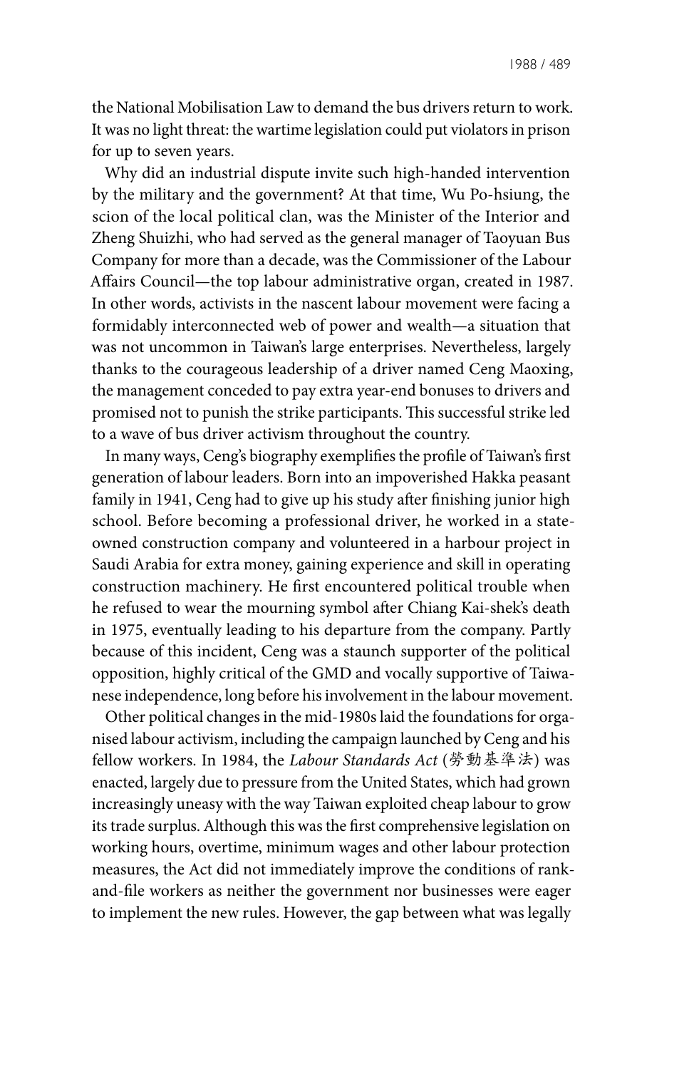the National Mobilisation Law to demand the bus drivers return to work. It was no light threat: the wartime legislation could put violators in prison for up to seven years.

Why did an industrial dispute invite such high-handed intervention by the military and the government? At that time, Wu Po-hsiung, the scion of the local political clan, was the Minister of the Interior and Zheng Shuizhi, who had served as the general manager of Taoyuan Bus Company for more than a decade, was the Commissioner of the Labour Affairs Council—the top labour administrative organ, created in 1987. In other words, activists in the nascent labour movement were facing a formidably interconnected web of power and wealth—a situation that was not uncommon in Taiwan's large enterprises. Nevertheless, largely thanks to the courageous leadership of a driver named Ceng Maoxing, the management conceded to pay extra year-end bonuses to drivers and promised not to punish the strike participants. This successful strike led to a wave of bus driver activism throughout the country.

In many ways, Ceng's biography exemplifies the profile of Taiwan's first generation of labour leaders. Born into an impoverished Hakka peasant family in 1941, Ceng had to give up his study after finishing junior high school. Before becoming a professional driver, he worked in a state-owned construction company and volunteered in a harbour project in Saudi Arabia for extra money, gaining experience and skill in operating construction machinery. He first encountered political trouble when he refused to wear the mourning symbol after Chiang Kai-shek's death in 1975, eventually leading to his departure from the company. Partly because of this incident, Ceng was a staunch supporter of the political opposition, highly critical of the GMD and vocally supportive of Taiwanese independence, long before his involvement in the labour movement.

Other political changes in the mid-1980s laid the foundations for organised labour activism, including the campaign launched by Ceng and his fellow workers. In 1984, the *Labour Standards Act* (勞動基準法) was enacted, largely due to pressure from the United States, which had grown increasingly uneasy with the way Taiwan exploited cheap labour to grow its trade surplus. Although this was the first comprehensive legislation on working hours, overtime, minimum wages and other labour protection measures, the Act did not immediately improve the conditions of rank-and-file workers as neither the government nor businesses were eager to implement the new rules. However, the gap between what was legally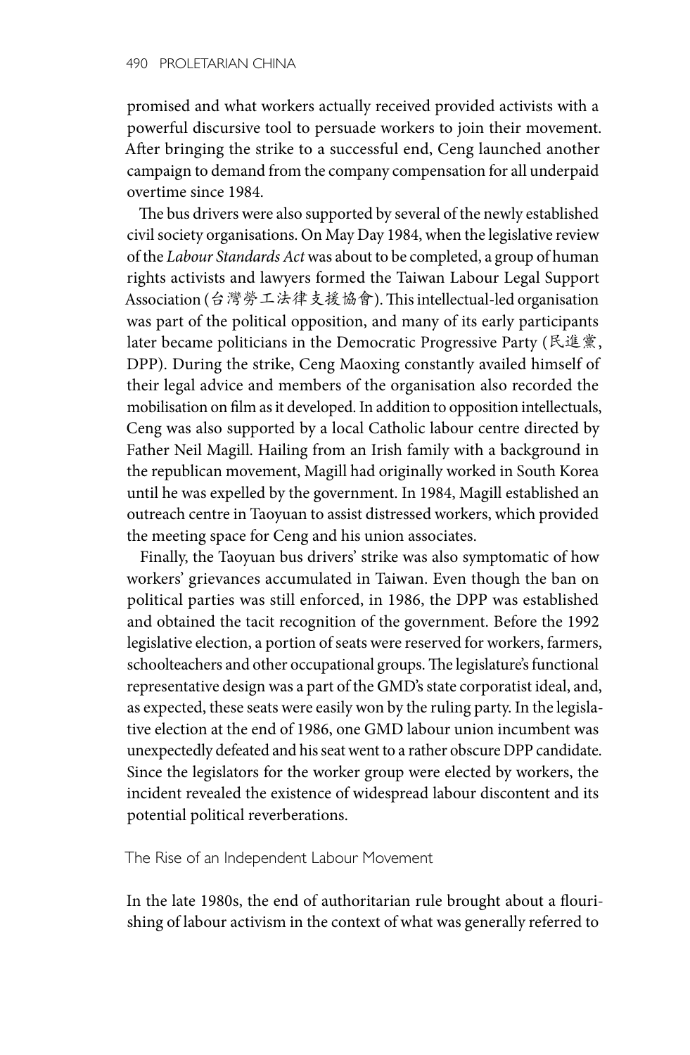promised and what workers actually received provided activists with a powerful discursive tool to persuade workers to join their movement. After bringing the strike to a successful end, Ceng launched another campaign to demand from the company compensation for all underpaid overtime since 1984.

The bus drivers were also supported by several of the newly established civil society organisations. On May Day 1984, when the legislative review of the *Labour Standards Act* was about to be completed, a group of human rights activists and lawyers formed the Taiwan Labour Legal Support Association (台灣勞工法律支援協會). This intellectual-led organisation was part of the political opposition, and many of its early participants later became politicians in the Democratic Progressive Party (民進黨, DPP). During the strike, Ceng Maoxing constantly availed himself of their legal advice and members of the organisation also recorded the mobilisation on film as it developed. In addition to opposition intellectuals, Ceng was also supported by a local Catholic labour centre directed by Father Neil Magill. Hailing from an Irish family with a background in the republican movement, Magill had originally worked in South Korea until he was expelled by the government. In 1984, Magill established an outreach centre in Taoyuan to assist distressed workers, which provided the meeting space for Ceng and his union associates.

Finally, the Taoyuan bus drivers' strike was also symptomatic of how workers' grievances accumulated in Taiwan. Even though the ban on political parties was still enforced, in 1986, the DPP was established and obtained the tacit recognition of the government. Before the 1992 legislative election, a portion of seats were reserved for workers, farmers, schoolteachers and other occupational groups. The legislature's functional representative design was a part of the GMD's state corporatist ideal, and, as expected, these seats were easily won by the ruling party. In the legislative election at the end of 1986, one GMD labour union incumbent was unexpectedly defeated and his seat went to a rather obscure DPP candidate. Since the legislators for the worker group were elected by workers, the incident revealed the existence of widespread labour discontent and its potential political reverberations.

## The Rise of an Independent Labour Movement

In the late 1980s, the end of authoritarian rule brought about a flourishing of labour activism in the context of what was generally referred to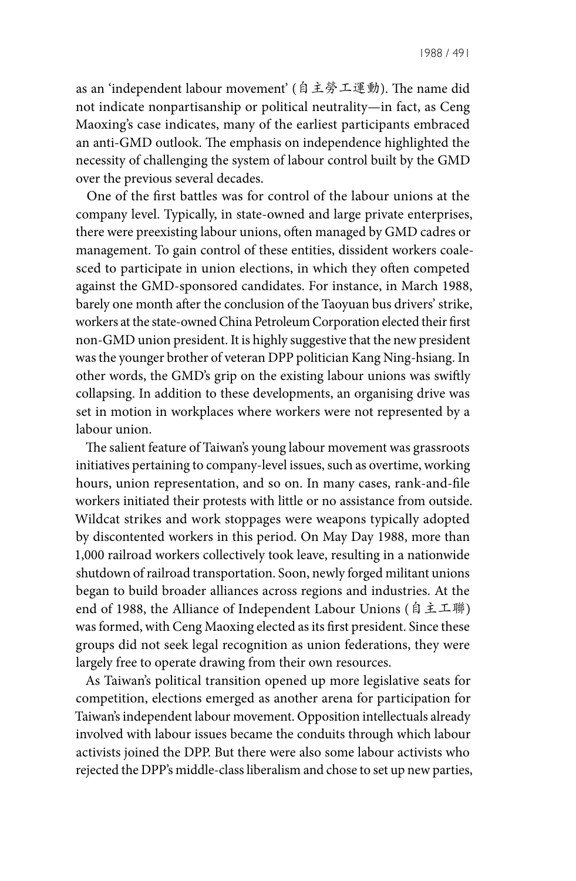as an 'independent labour movement' (自主勞工運動). The name did not indicate nonpartisanship or political neutrality—in fact, as Ceng Maoxing's case indicates, many of the earliest participants embraced an anti-GMD outlook. The emphasis on independence highlighted the necessity of challenging the system of labour control built by the GMD over the previous several decades.

One of the first battles was for control of the labour unions at the company level. Typically, in state-owned and large private enterprises, there were preexisting labour unions, often managed by GMD cadres or management. To gain control of these entities, dissident workers coalesced to participate in union elections, in which they often competed against the GMD-sponsored candidates. For instance, in March 1988, barely one month after the conclusion of the Taoyuan bus drivers' strike, workers at the state-owned China Petroleum Corporation elected their first non-GMD union president. It is highly suggestive that the new president was the younger brother of veteran DPP politician Kang Ning-hsiang. In other words, the GMD's grip on the existing labour unions was swiftly collapsing. In addition to these developments, an organising drive was set in motion in workplaces where workers were not represented by a labour union.

The salient feature of Taiwan's young labour movement was grassroots initiatives pertaining to company-level issues, such as overtime, working hours, union representation, and so on. In many cases, rank-and-file workers initiated their protests with little or no assistance from outside. Wildcat strikes and work stoppages were weapons typically adopted by discontented workers in this period. On May Day 1988, more than 1,000 railroad workers collectively took leave, resulting in a nationwide shutdown of railroad transportation. Soon, newly forged militant unions began to build broader alliances across regions and industries. At the end of 1988, the Alliance of Independent Labour Unions (自主工聯) was formed, with Ceng Maoxing elected as its first president. Since these groups did not seek legal recognition as union federations, they were largely free to operate drawing from their own resources.

As Taiwan's political transition opened up more legislative seats for competition, elections emerged as another arena for participation for Taiwan's independent labour movement. Opposition intellectuals already involved with labour issues became the conduits through which labour activists joined the DPP. But there were also some labour activists who rejected the DPP's middle-class liberalism and chose to set up new parties,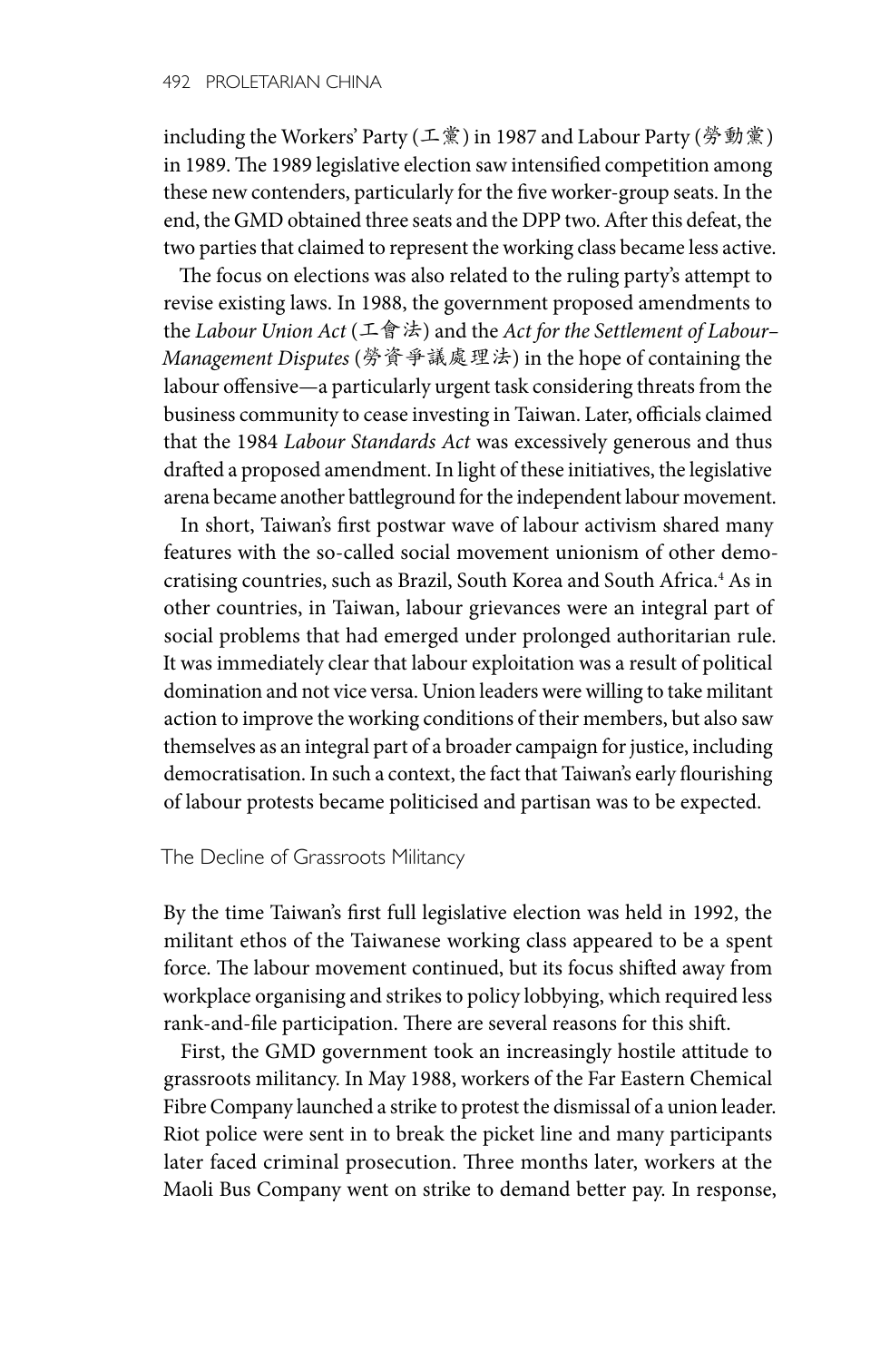including the Workers' Party (工黨) in 1987 and Labour Party (勞動黨) in 1989. The 1989 legislative election saw intensified competition among these new contenders, particularly for the five worker-group seats. In the end, the GMD obtained three seats and the DPP two. After this defeat, the two parties that claimed to represent the working class became less active.

The focus on elections was also related to the ruling party's attempt to revise existing laws. In 1988, the government proposed amendments to the *Labour Union Act* (工會法) and the *Act for the Settlement of Labour–Management Disputes* (勞資爭議處理法) in the hope of containing the labour offensive—a particularly urgent task considering threats from the business community to cease investing in Taiwan. Later, officials claimed that the 1984 *Labour Standards Act* was excessively generous and thus drafted a proposed amendment. In light of these initiatives, the legislative arena became another battleground for the independent labour movement.

In short, Taiwan's first postwar wave of labour activism shared many features with the so-called social movement unionism of other democratising countries, such as Brazil, South Korea and South Africa.[4] As in other countries, in Taiwan, labour grievances were an integral part of social problems that had emerged under prolonged authoritarian rule. It was immediately clear that labour exploitation was a result of political domination and not vice versa. Union leaders were willing to take militant action to improve the working conditions of their members, but also saw themselves as an integral part of a broader campaign for justice, including democratisation. In such a context, the fact that Taiwan's early flourishing of labour protests became politicised and partisan was to be expected.

## The Decline of Grassroots Militancy

By the time Taiwan's first full legislative election was held in 1992, the militant ethos of the Taiwanese working class appeared to be a spent force. The labour movement continued, but its focus shifted away from workplace organising and strikes to policy lobbying, which required less rank-and-file participation. There are several reasons for this shift.

First, the GMD government took an increasingly hostile attitude to grassroots militancy. In May 1988, workers of the Far Eastern Chemical Fibre Company launched a strike to protest the dismissal of a union leader. Riot police were sent in to break the picket line and many participants later faced criminal prosecution. Three months later, workers at the Maoli Bus Company went on strike to demand better pay. In response,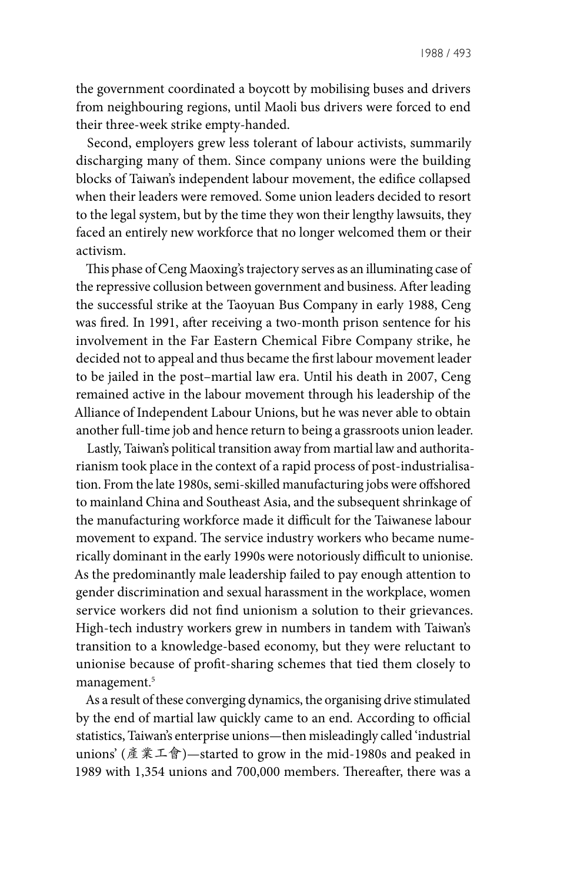the government coordinated a boycott by mobilising buses and drivers from neighbouring regions, until Maoli bus drivers were forced to end their three-week strike empty-handed.

Second, employers grew less tolerant of labour activists, summarily discharging many of them. Since company unions were the building blocks of Taiwan's independent labour movement, the edifice collapsed when their leaders were removed. Some union leaders decided to resort to the legal system, but by the time they won their lengthy lawsuits, they faced an entirely new workforce that no longer welcomed them or their activism.

This phase of Ceng Maoxing's trajectory serves as an illuminating case of the repressive collusion between government and business. After leading the successful strike at the Taoyuan Bus Company in early 1988, Ceng was fired. In 1991, after receiving a two-month prison sentence for his involvement in the Far Eastern Chemical Fibre Company strike, he decided not to appeal and thus became the first labour movement leader to be jailed in the post–martial law era. Until his death in 2007, Ceng remained active in the labour movement through his leadership of the Alliance of Independent Labour Unions, but he was never able to obtain another full-time job and hence return to being a grassroots union leader.

Lastly, Taiwan's political transition away from martial law and authoritarianism took place in the context of a rapid process of post-industrialisation. From the late 1980s, semi-skilled manufacturing jobs were offshored to mainland China and Southeast Asia, and the subsequent shrinkage of the manufacturing workforce made it difficult for the Taiwanese labour movement to expand. The service industry workers who became numerically dominant in the early 1990s were notoriously difficult to unionise. As the predominantly male leadership failed to pay enough attention to gender discrimination and sexual harassment in the workplace, women service workers did not find unionism a solution to their grievances. High-tech industry workers grew in numbers in tandem with Taiwan's transition to a knowledge-based economy, but they were reluctant to unionise because of profit-sharing schemes that tied them closely to management.[5]

As a result of these converging dynamics, the organising drive stimulated by the end of martial law quickly came to an end. According to official statistics, Taiwan's enterprise unions—then misleadingly called 'industrial unions' (產業工會)—started to grow in the mid-1980s and peaked in 1989 with 1,354 unions and 700,000 members. Thereafter, there was a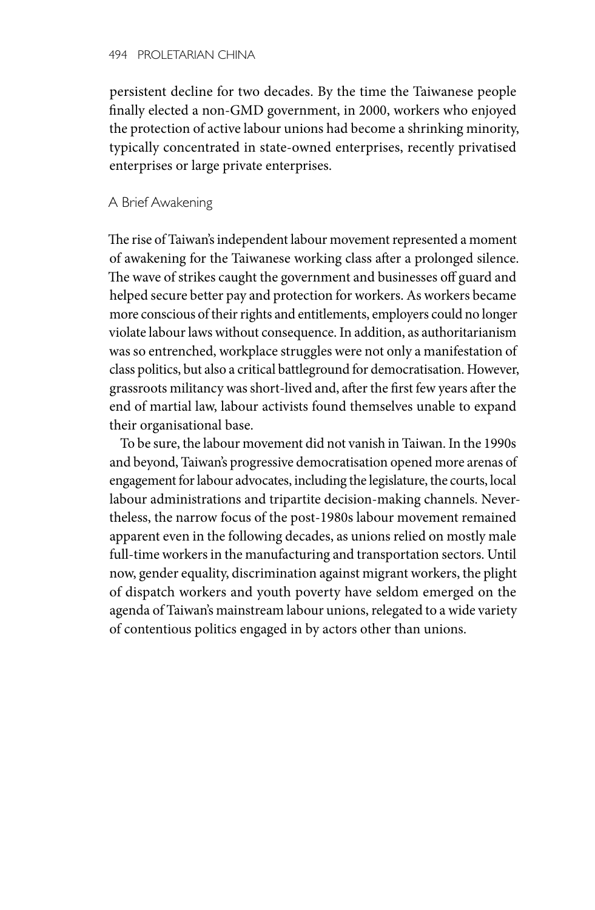persistent decline for two decades. By the time the Taiwanese people finally elected a non-GMD government, in 2000, workers who enjoyed the protection of active labour unions had become a shrinking minority, typically concentrated in state-owned enterprises, recently privatised enterprises or large private enterprises.

### A Brief Awakening

The rise of Taiwan's independent labour movement represented a moment of awakening for the Taiwanese working class after a prolonged silence. The wave of strikes caught the government and businesses off guard and helped secure better pay and protection for workers. As workers became more conscious of their rights and entitlements, employers could no longer violate labour laws without consequence. In addition, as authoritarianism was so entrenched, workplace struggles were not only a manifestation of class politics, but also a critical battleground for democratisation. However, grassroots militancy was short-lived and, after the first few years after the end of martial law, labour activists found themselves unable to expand their organisational base.

To be sure, the labour movement did not vanish in Taiwan. In the 1990s and beyond, Taiwan's progressive democratisation opened more arenas of engagement for labour advocates, including the legislature, the courts, local labour administrations and tripartite decision-making channels. Nevertheless, the narrow focus of the post-1980s labour movement remained apparent even in the following decades, as unions relied on mostly male full-time workers in the manufacturing and transportation sectors. Until now, gender equality, discrimination against migrant workers, the plight of dispatch workers and youth poverty have seldom emerged on the agenda of Taiwan's mainstream labour unions, relegated to a wide variety of contentious politics engaged in by actors other than unions.